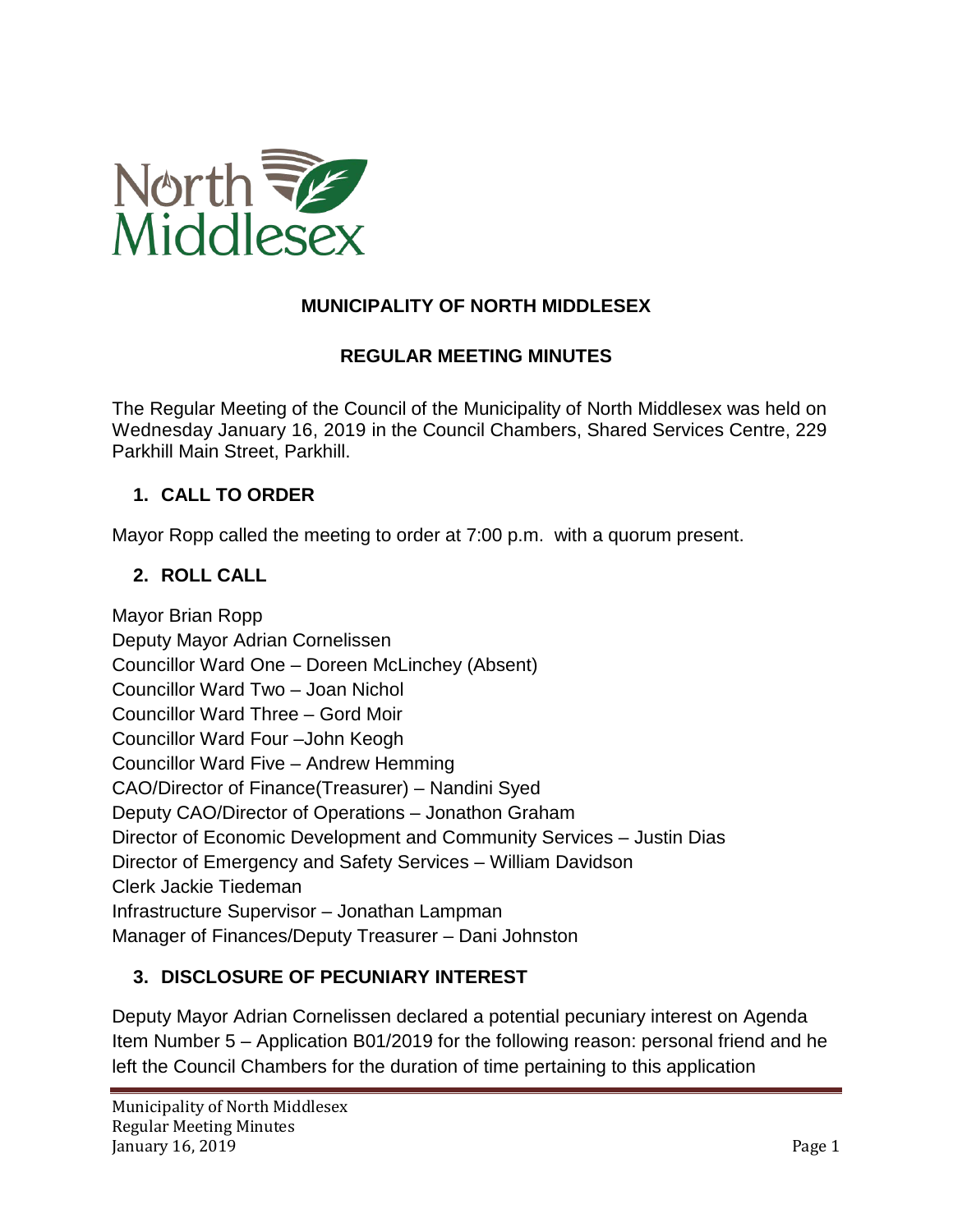**MUNICIPALITY OF NORTH MIDDLESEX**

**REGULAR MEETING MINUTES**

The Regular Meeting of the Council of the Municipality of North Middlesex was held on Wednesday January 16, 2019 in the Council Chambers, Shared Services Centre, 229 Parkhill Main Street, Parkhill.

## 1. CALL TO ORDER

Mayor Ropp called the meeting to order at 7:00 p.m. with a quorum present.

## 2. ROLL CALL

Mayor Brian Ropp
Deputy Mayor Adrian Cornelissen
Councillor Ward One – Doreen McLinchey (Absent)
Councillor Ward Two – Joan Nichol
Councillor Ward Three – Gord Moir
Councillor Ward Four –John Keogh
Councillor Ward Five – Andrew Hemming
CAO/Director of Finance(Treasurer) – Nandini Syed
Deputy CAO/Director of Operations – Jonathon Graham
Director of Economic Development and Community Services – Justin Dias
Director of Emergency and Safety Services – William Davidson
Clerk Jackie Tiedeman
Infrastructure Supervisor – Jonathan Lampman
Manager of Finances/Deputy Treasurer – Dani Johnston

## 3. DISCLOSURE OF PECUNIARY INTEREST

Deputy Mayor Adrian Cornelissen declared a potential pecuniary interest on Agenda Item Number 5 – Application B01/2019 for the following reason: personal friend and he left the Council Chambers for the duration of time pertaining to this application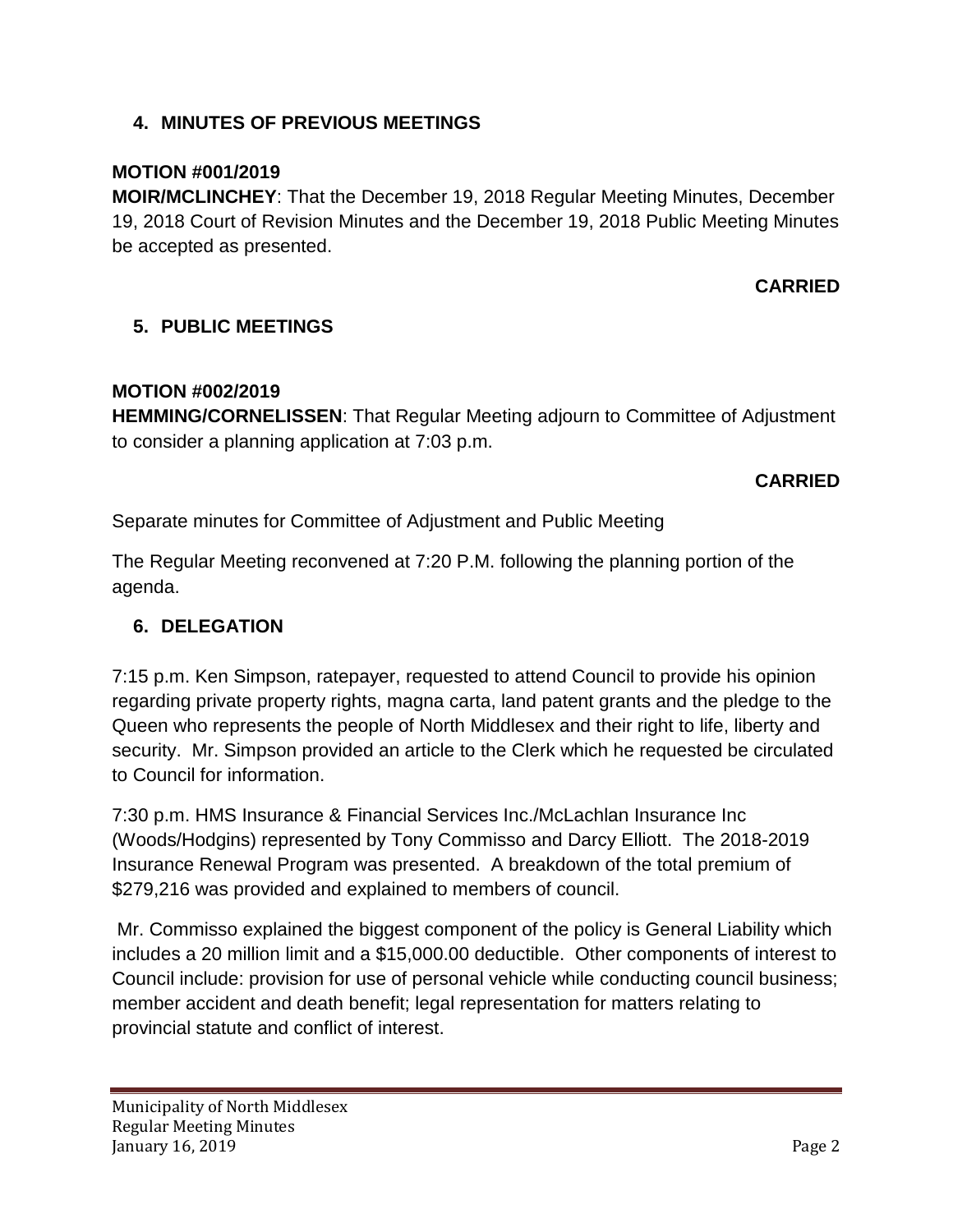## 4. MINUTES OF PREVIOUS MEETINGS

**MOTION #001/2019**
**MOIR/MCLINCHEY**: That the December 19, 2018 Regular Meeting Minutes, December 19, 2018 Court of Revision Minutes and the December 19, 2018 Public Meeting Minutes be accepted as presented.

**CARRIED**

## 5. PUBLIC MEETINGS

**MOTION #002/2019**
**HEMMING/CORNELISSEN**: That Regular Meeting adjourn to Committee of Adjustment to consider a planning application at 7:03 p.m.

**CARRIED**

Separate minutes for Committee of Adjustment and Public Meeting

The Regular Meeting reconvened at 7:20 P.M. following the planning portion of the agenda.

## 6. DELEGATION

7:15 p.m. Ken Simpson, ratepayer, requested to attend Council to provide his opinion regarding private property rights, magna carta, land patent grants and the pledge to the Queen who represents the people of North Middlesex and their right to life, liberty and security. Mr. Simpson provided an article to the Clerk which he requested be circulated to Council for information.

7:30 p.m. HMS Insurance & Financial Services Inc./McLachlan Insurance Inc (Woods/Hodgins) represented by Tony Commisso and Darcy Elliott. The 2018-2019 Insurance Renewal Program was presented. A breakdown of the total premium of $279,216 was provided and explained to members of council.

Mr. Commisso explained the biggest component of the policy is General Liability which includes a 20 million limit and a $15,000.00 deductible. Other components of interest to Council include: provision for use of personal vehicle while conducting council business; member accident and death benefit; legal representation for matters relating to provincial statute and conflict of interest.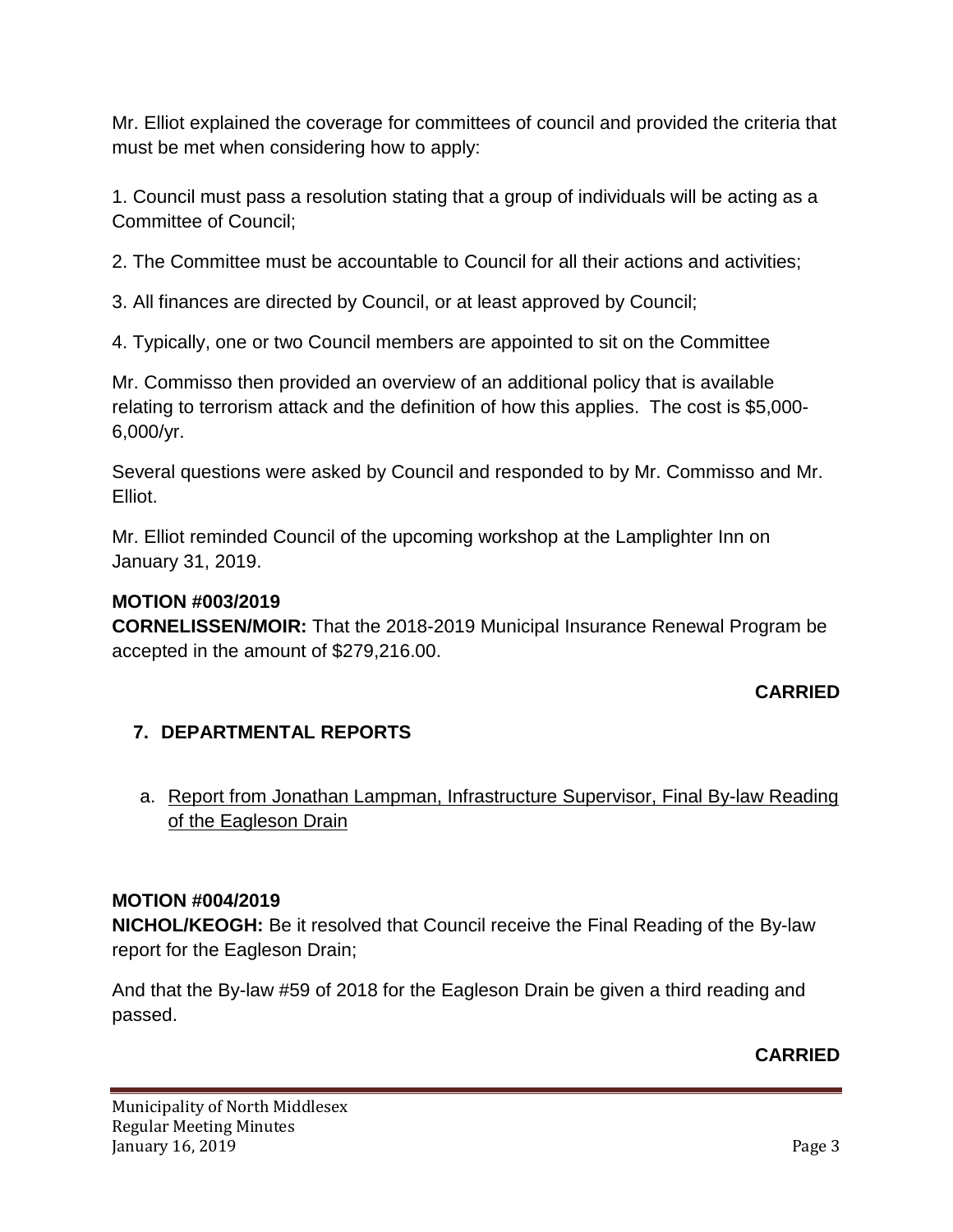Mr. Elliot explained the coverage for committees of council and provided the criteria that must be met when considering how to apply:

1. Council must pass a resolution stating that a group of individuals will be acting as a Committee of Council;

2. The Committee must be accountable to Council for all their actions and activities;

3. All finances are directed by Council, or at least approved by Council;

4. Typically, one or two Council members are appointed to sit on the Committee

Mr. Commisso then provided an overview of an additional policy that is available relating to terrorism attack and the definition of how this applies. The cost is $5,000-6,000/yr.

Several questions were asked by Council and responded to by Mr. Commisso and Mr. Elliot.

Mr. Elliot reminded Council of the upcoming workshop at the Lamplighter Inn on January 31, 2019.

**MOTION #003/2019**
**CORNELISSEN/MOIR:** That the 2018-2019 Municipal Insurance Renewal Program be accepted in the amount of $279,216.00.

**CARRIED**

## 7. DEPARTMENTAL REPORTS

a. Report from Jonathan Lampman, Infrastructure Supervisor, Final By-law Reading of the Eagleson Drain

**MOTION #004/2019**
**NICHOL/KEOGH:** Be it resolved that Council receive the Final Reading of the By-law report for the Eagleson Drain;

And that the By-law #59 of 2018 for the Eagleson Drain be given a third reading and passed.

**CARRIED**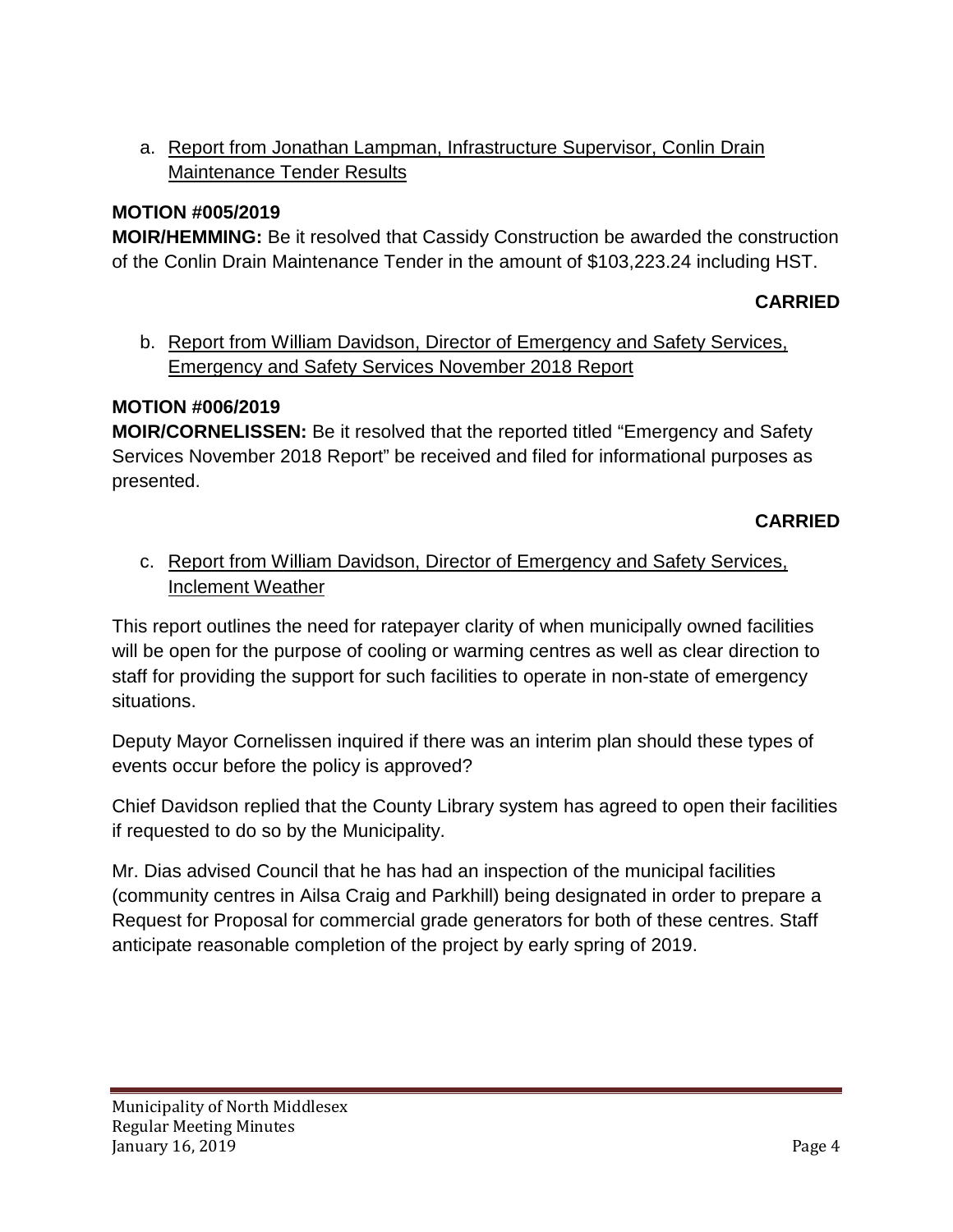a. Report from Jonathan Lampman, Infrastructure Supervisor, Conlin Drain Maintenance Tender Results

**MOTION #005/2019**

**MOIR/HEMMING:** Be it resolved that Cassidy Construction be awarded the construction of the Conlin Drain Maintenance Tender in the amount of $103,223.24 including HST.

**CARRIED**

b. Report from William Davidson, Director of Emergency and Safety Services, Emergency and Safety Services November 2018 Report

**MOTION #006/2019**

**MOIR/CORNELISSEN:** Be it resolved that the reported titled "Emergency and Safety Services November 2018 Report" be received and filed for informational purposes as presented.

**CARRIED**

c. Report from William Davidson, Director of Emergency and Safety Services, Inclement Weather

This report outlines the need for ratepayer clarity of when municipally owned facilities will be open for the purpose of cooling or warming centres as well as clear direction to staff for providing the support for such facilities to operate in non-state of emergency situations.

Deputy Mayor Cornelissen inquired if there was an interim plan should these types of events occur before the policy is approved?

Chief Davidson replied that the County Library system has agreed to open their facilities if requested to do so by the Municipality.

Mr. Dias advised Council that he has had an inspection of the municipal facilities (community centres in Ailsa Craig and Parkhill) being designated in order to prepare a Request for Proposal for commercial grade generators for both of these centres. Staff anticipate reasonable completion of the project by early spring of 2019.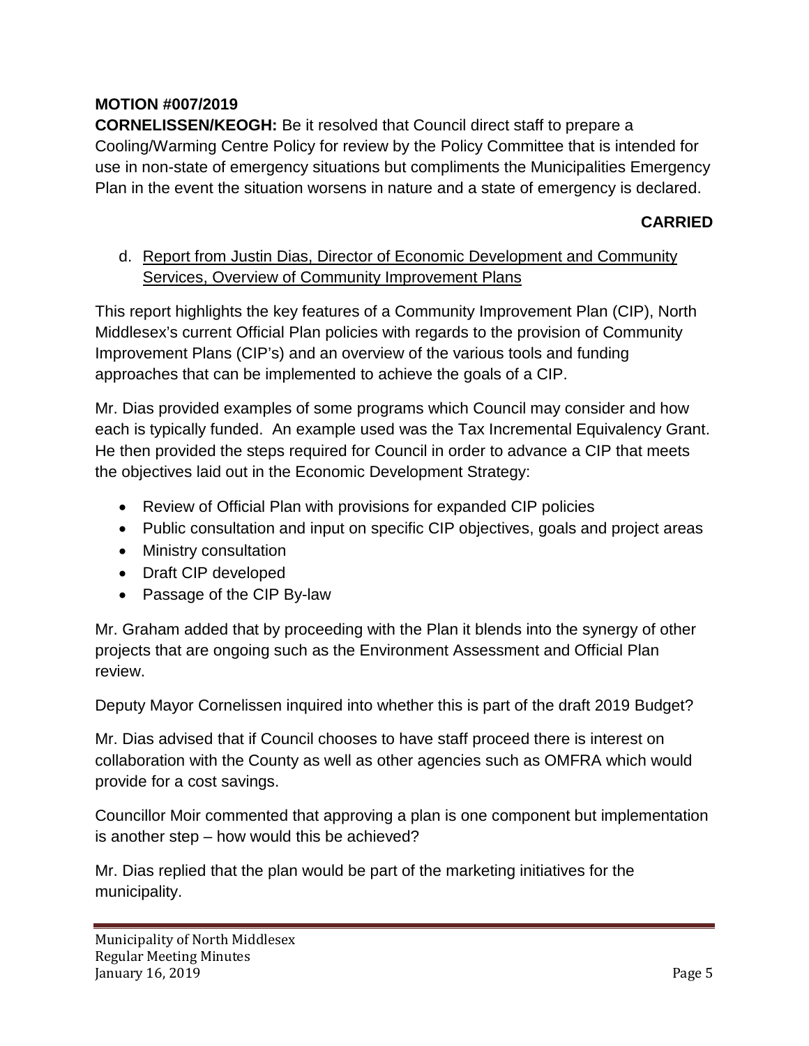**MOTION #007/2019**

**CORNELISSEN/KEOGH:** Be it resolved that Council direct staff to prepare a Cooling/Warming Centre Policy for review by the Policy Committee that is intended for use in non-state of emergency situations but compliments the Municipalities Emergency Plan in the event the situation worsens in nature and a state of emergency is declared.

**CARRIED**

d. Report from Justin Dias, Director of Economic Development and Community Services, Overview of Community Improvement Plans

This report highlights the key features of a Community Improvement Plan (CIP), North Middlesex's current Official Plan policies with regards to the provision of Community Improvement Plans (CIP's) and an overview of the various tools and funding approaches that can be implemented to achieve the goals of a CIP.

Mr. Dias provided examples of some programs which Council may consider and how each is typically funded. An example used was the Tax Incremental Equivalency Grant. He then provided the steps required for Council in order to advance a CIP that meets the objectives laid out in the Economic Development Strategy:

- Review of Official Plan with provisions for expanded CIP policies
- Public consultation and input on specific CIP objectives, goals and project areas
- Ministry consultation
- Draft CIP developed
- Passage of the CIP By-law

Mr. Graham added that by proceeding with the Plan it blends into the synergy of other projects that are ongoing such as the Environment Assessment and Official Plan review.

Deputy Mayor Cornelissen inquired into whether this is part of the draft 2019 Budget?

Mr. Dias advised that if Council chooses to have staff proceed there is interest on collaboration with the County as well as other agencies such as OMFRA which would provide for a cost savings.

Councillor Moir commented that approving a plan is one component but implementation is another step – how would this be achieved?

Mr. Dias replied that the plan would be part of the marketing initiatives for the municipality.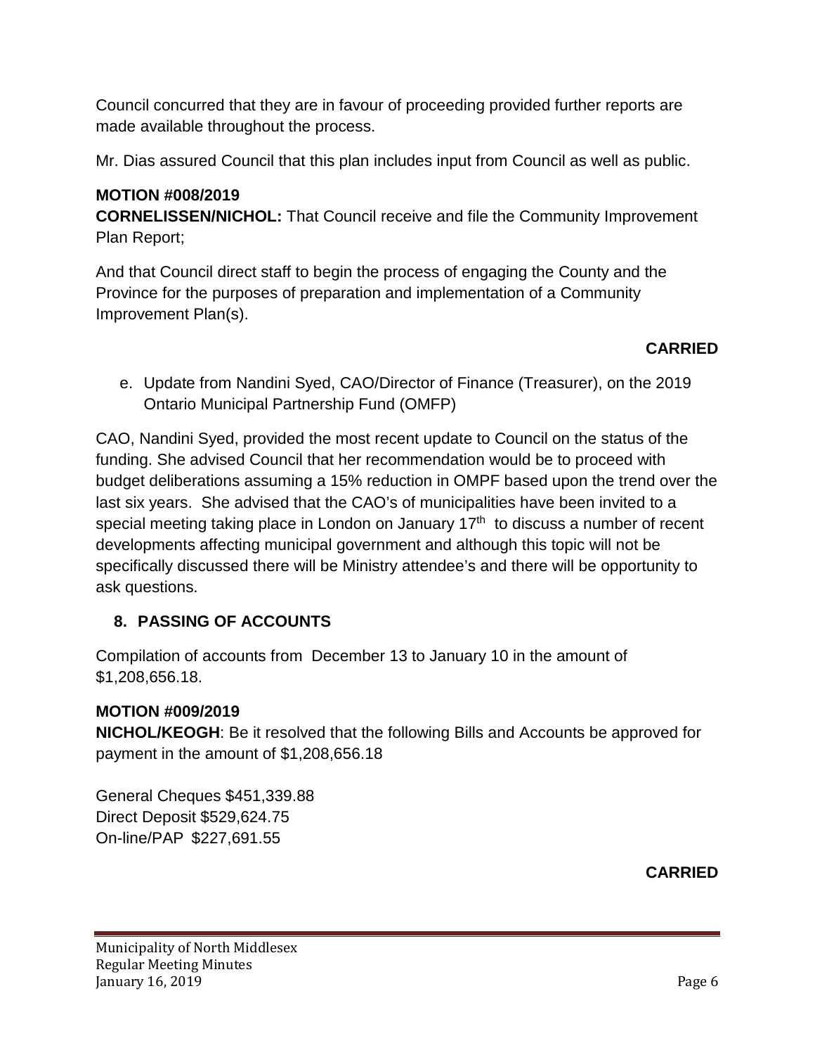Council concurred that they are in favour of proceeding provided further reports are made available throughout the process.

Mr. Dias assured Council that this plan includes input from Council as well as public.

**MOTION #008/2019**
**CORNELISSEN/NICHOL:** That Council receive and file the Community Improvement Plan Report;

And that Council direct staff to begin the process of engaging the County and the Province for the purposes of preparation and implementation of a Community Improvement Plan(s).

**CARRIED**

e. Update from Nandini Syed, CAO/Director of Finance (Treasurer), on the 2019 Ontario Municipal Partnership Fund (OMFP)

CAO, Nandini Syed, provided the most recent update to Council on the status of the funding. She advised Council that her recommendation would be to proceed with budget deliberations assuming a 15% reduction in OMPF based upon the trend over the last six years. She advised that the CAO's of municipalities have been invited to a special meeting taking place in London on January 17th to discuss a number of recent developments affecting municipal government and although this topic will not be specifically discussed there will be Ministry attendee's and there will be opportunity to ask questions.

## 8. PASSING OF ACCOUNTS

Compilation of accounts from December 13 to January 10 in the amount of $1,208,656.18.

**MOTION #009/2019**
**NICHOL/KEOGH**: Be it resolved that the following Bills and Accounts be approved for payment in the amount of $1,208,656.18

General Cheques $451,339.88
Direct Deposit $529,624.75
On-line/PAP $227,691.55

**CARRIED**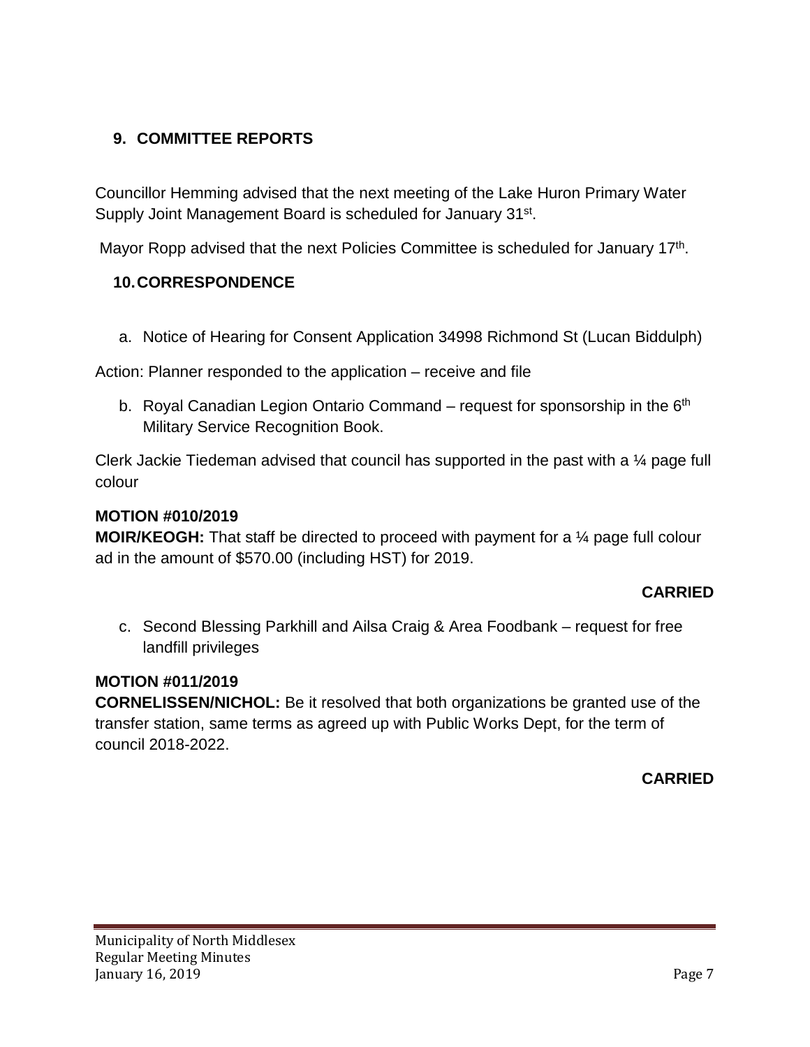## 9. COMMITTEE REPORTS

Councillor Hemming advised that the next meeting of the Lake Huron Primary Water Supply Joint Management Board is scheduled for January 31st.

Mayor Ropp advised that the next Policies Committee is scheduled for January 17th.

## 10. CORRESPONDENCE

a. Notice of Hearing for Consent Application 34998 Richmond St (Lucan Biddulph)

Action: Planner responded to the application – receive and file

b. Royal Canadian Legion Ontario Command – request for sponsorship in the 6th Military Service Recognition Book.

Clerk Jackie Tiedeman advised that council has supported in the past with a ¼ page full colour

**MOTION #010/2019**
**MOIR/KEOGH:** That staff be directed to proceed with payment for a ¼ page full colour ad in the amount of $570.00 (including HST) for 2019.

**CARRIED**

c. Second Blessing Parkhill and Ailsa Craig & Area Foodbank – request for free landfill privileges

**MOTION #011/2019**
**CORNELISSEN/NICHOL:** Be it resolved that both organizations be granted use of the transfer station, same terms as agreed up with Public Works Dept, for the term of council 2018-2022.

**CARRIED**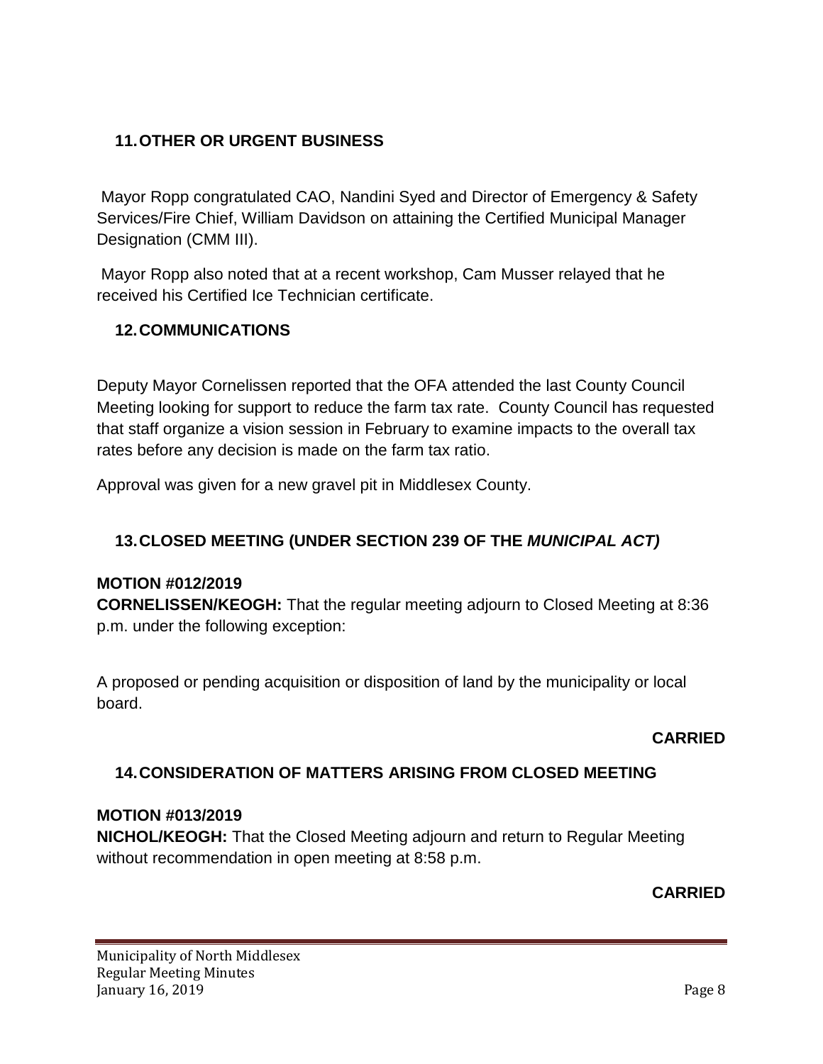## 11. OTHER OR URGENT BUSINESS

Mayor Ropp congratulated CAO, Nandini Syed and Director of Emergency & Safety Services/Fire Chief, William Davidson on attaining the Certified Municipal Manager Designation (CMM III).

Mayor Ropp also noted that at a recent workshop, Cam Musser relayed that he received his Certified Ice Technician certificate.

## 12. COMMUNICATIONS

Deputy Mayor Cornelissen reported that the OFA attended the last County Council Meeting looking for support to reduce the farm tax rate. County Council has requested that staff organize a vision session in February to examine impacts to the overall tax rates before any decision is made on the farm tax ratio.

Approval was given for a new gravel pit in Middlesex County.

## 13. CLOSED MEETING (UNDER SECTION 239 OF THE *MUNICIPAL ACT)*

**MOTION #012/2019**
**CORNELISSEN/KEOGH:** That the regular meeting adjourn to Closed Meeting at 8:36 p.m. under the following exception:

A proposed or pending acquisition or disposition of land by the municipality or local board.

**CARRIED**

## 14. CONSIDERATION OF MATTERS ARISING FROM CLOSED MEETING

**MOTION #013/2019**
**NICHOL/KEOGH:** That the Closed Meeting adjourn and return to Regular Meeting without recommendation in open meeting at 8:58 p.m.

**CARRIED**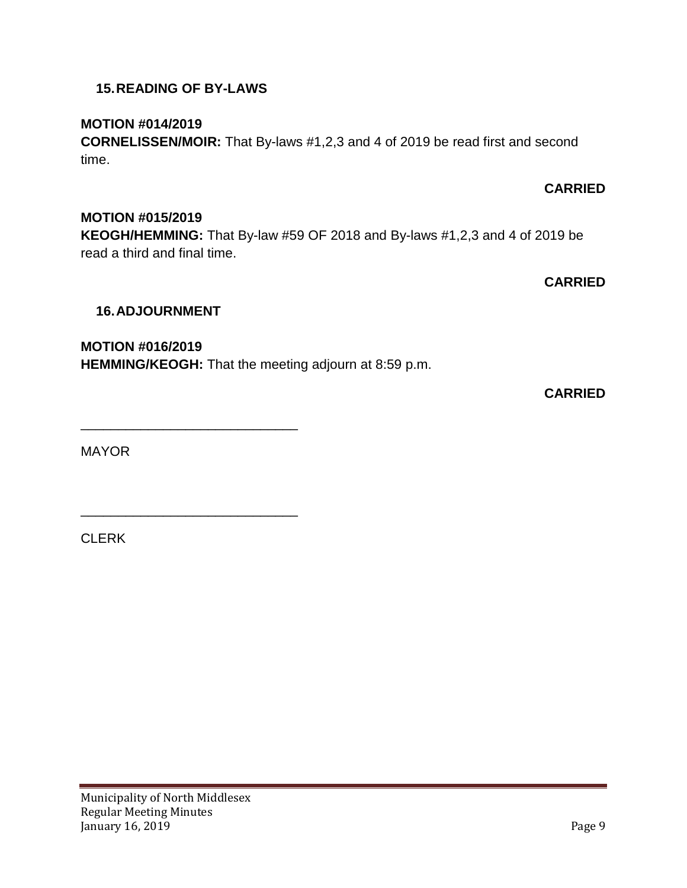## 15. READING OF BY-LAWS

**MOTION #014/2019**
**CORNELISSEN/MOIR:** That By-laws #1,2,3 and 4 of 2019 be read first and second time.

**CARRIED**

**MOTION #015/2019**
**KEOGH/HEMMING:** That By-law #59 OF 2018 and By-laws #1,2,3 and 4 of 2019 be read a third and final time.

**CARRIED**

## 16. ADJOURNMENT

**MOTION #016/2019**
**HEMMING/KEOGH:** That the meeting adjourn at 8:59 p.m.

**CARRIED**

_____________________________

MAYOR

_____________________________

CLERK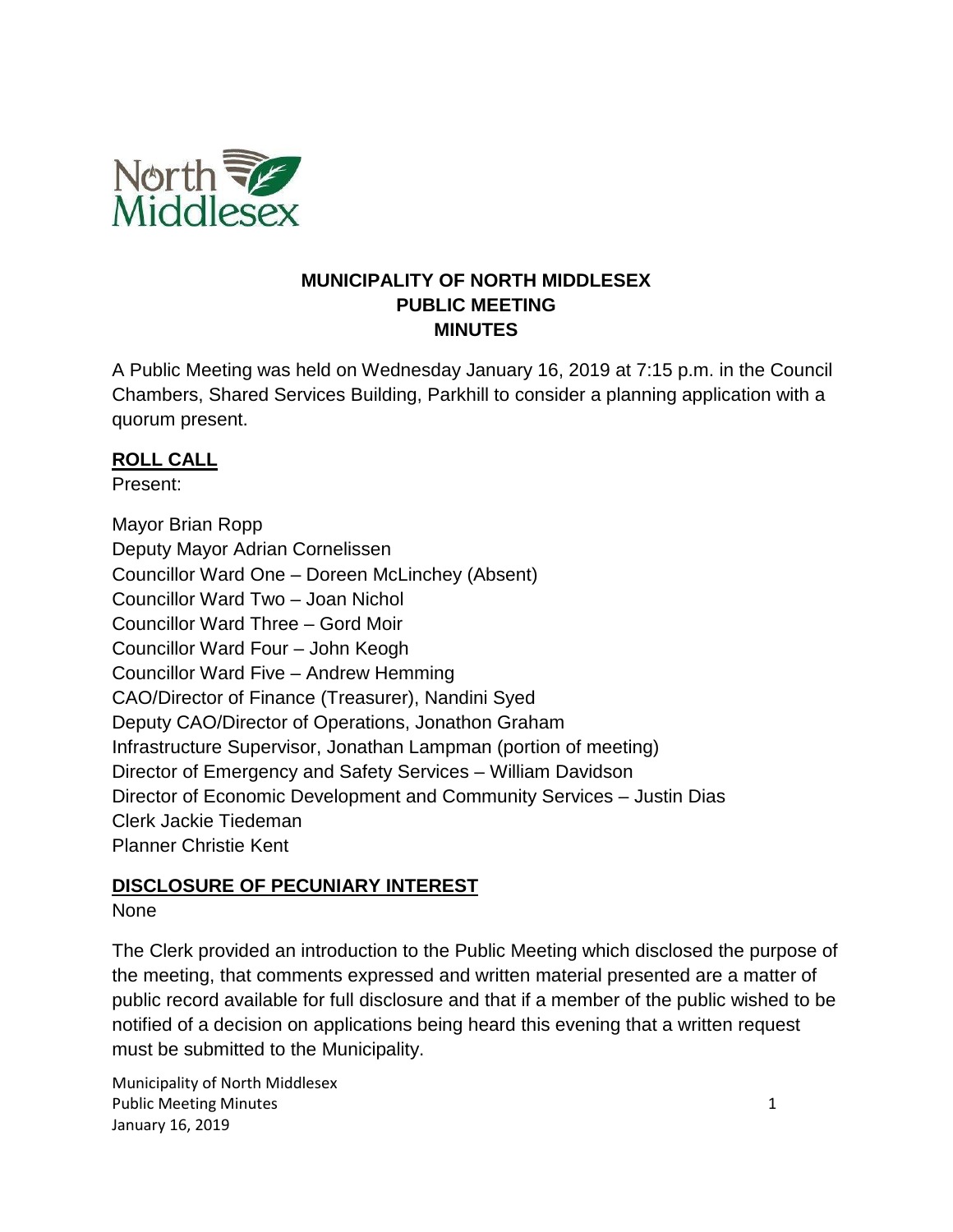# MUNICIPALITY OF NORTH MIDDLESEX
## PUBLIC MEETING
## MINUTES

A Public Meeting was held on Wednesday January 16, 2019 at 7:15 p.m. in the Council Chambers, Shared Services Building, Parkhill to consider a planning application with a quorum present.

**ROLL CALL**

Present:

Mayor Brian Ropp
Deputy Mayor Adrian Cornelissen
Councillor Ward One – Doreen McLinchey (Absent)
Councillor Ward Two – Joan Nichol
Councillor Ward Three – Gord Moir
Councillor Ward Four – John Keogh
Councillor Ward Five – Andrew Hemming
CAO/Director of Finance (Treasurer), Nandini Syed
Deputy CAO/Director of Operations, Jonathon Graham
Infrastructure Supervisor, Jonathan Lampman (portion of meeting)
Director of Emergency and Safety Services – William Davidson
Director of Economic Development and Community Services – Justin Dias
Clerk Jackie Tiedeman
Planner Christie Kent

**DISCLOSURE OF PECUNIARY INTEREST**

None

The Clerk provided an introduction to the Public Meeting which disclosed the purpose of the meeting, that comments expressed and written material presented are a matter of public record available for full disclosure and that if a member of the public wished to be notified of a decision on applications being heard this evening that a written request must be submitted to the Municipality.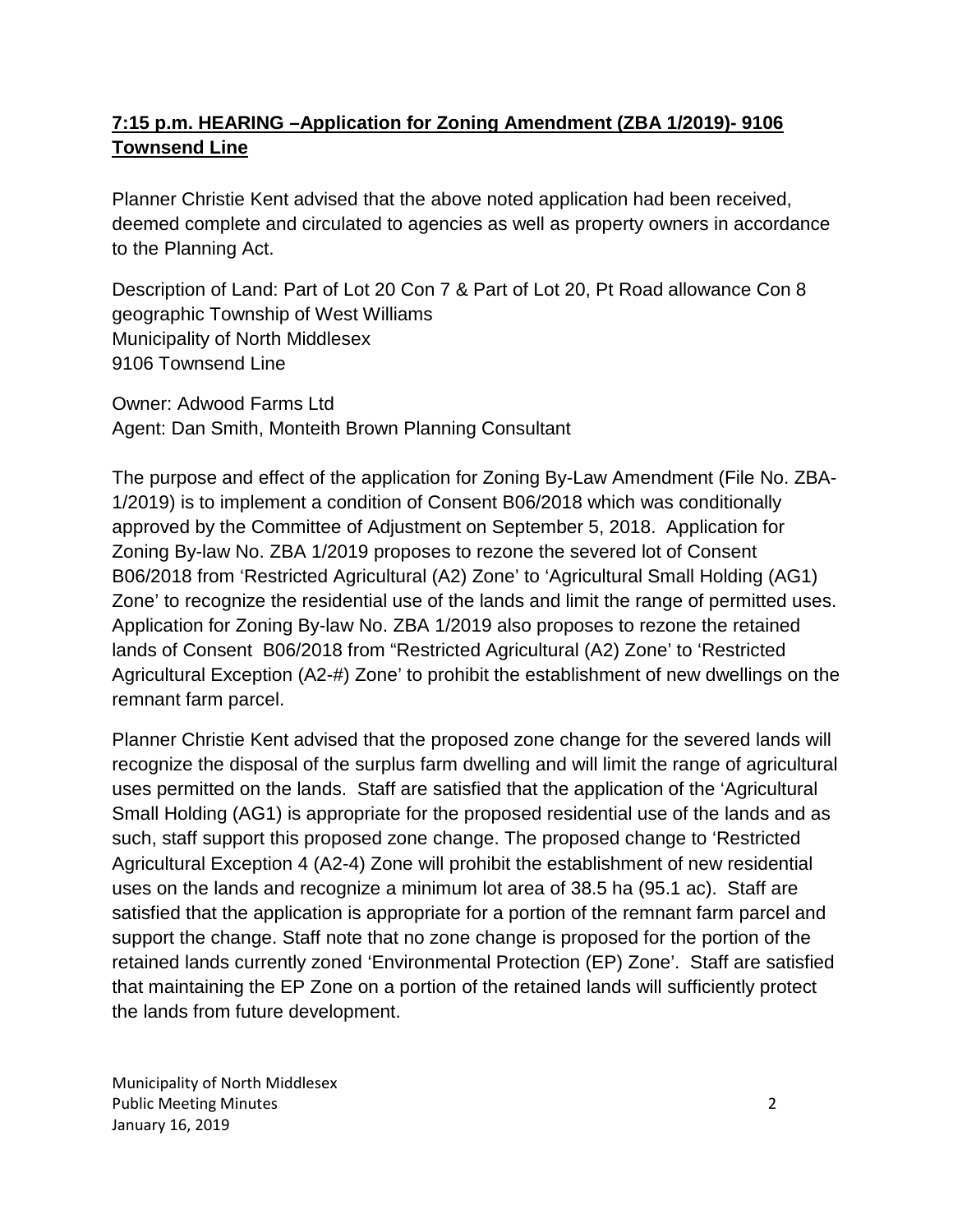**7:15 p.m. HEARING –Application for Zoning Amendment (ZBA 1/2019)- 9106 Townsend Line**

Planner Christie Kent advised that the above noted application had been received, deemed complete and circulated to agencies as well as property owners in accordance to the Planning Act.

Description of Land: Part of Lot 20 Con 7 & Part of Lot 20, Pt Road allowance Con 8 geographic Township of West Williams
Municipality of North Middlesex
9106 Townsend Line

Owner: Adwood Farms Ltd
Agent: Dan Smith, Monteith Brown Planning Consultant

The purpose and effect of the application for Zoning By-Law Amendment (File No. ZBA-1/2019) is to implement a condition of Consent B06/2018 which was conditionally approved by the Committee of Adjustment on September 5, 2018. Application for Zoning By-law No. ZBA 1/2019 proposes to rezone the severed lot of Consent B06/2018 from 'Restricted Agricultural (A2) Zone' to 'Agricultural Small Holding (AG1) Zone' to recognize the residential use of the lands and limit the range of permitted uses. Application for Zoning By-law No. ZBA 1/2019 also proposes to rezone the retained lands of Consent B06/2018 from "Restricted Agricultural (A2) Zone' to 'Restricted Agricultural Exception (A2-#) Zone' to prohibit the establishment of new dwellings on the remnant farm parcel.

Planner Christie Kent advised that the proposed zone change for the severed lands will recognize the disposal of the surplus farm dwelling and will limit the range of agricultural uses permitted on the lands. Staff are satisfied that the application of the 'Agricultural Small Holding (AG1) is appropriate for the proposed residential use of the lands and as such, staff support this proposed zone change. The proposed change to 'Restricted Agricultural Exception 4 (A2-4) Zone will prohibit the establishment of new residential uses on the lands and recognize a minimum lot area of 38.5 ha (95.1 ac). Staff are satisfied that the application is appropriate for a portion of the remnant farm parcel and support the change. Staff note that no zone change is proposed for the portion of the retained lands currently zoned 'Environmental Protection (EP) Zone'. Staff are satisfied that maintaining the EP Zone on a portion of the retained lands will sufficiently protect the lands from future development.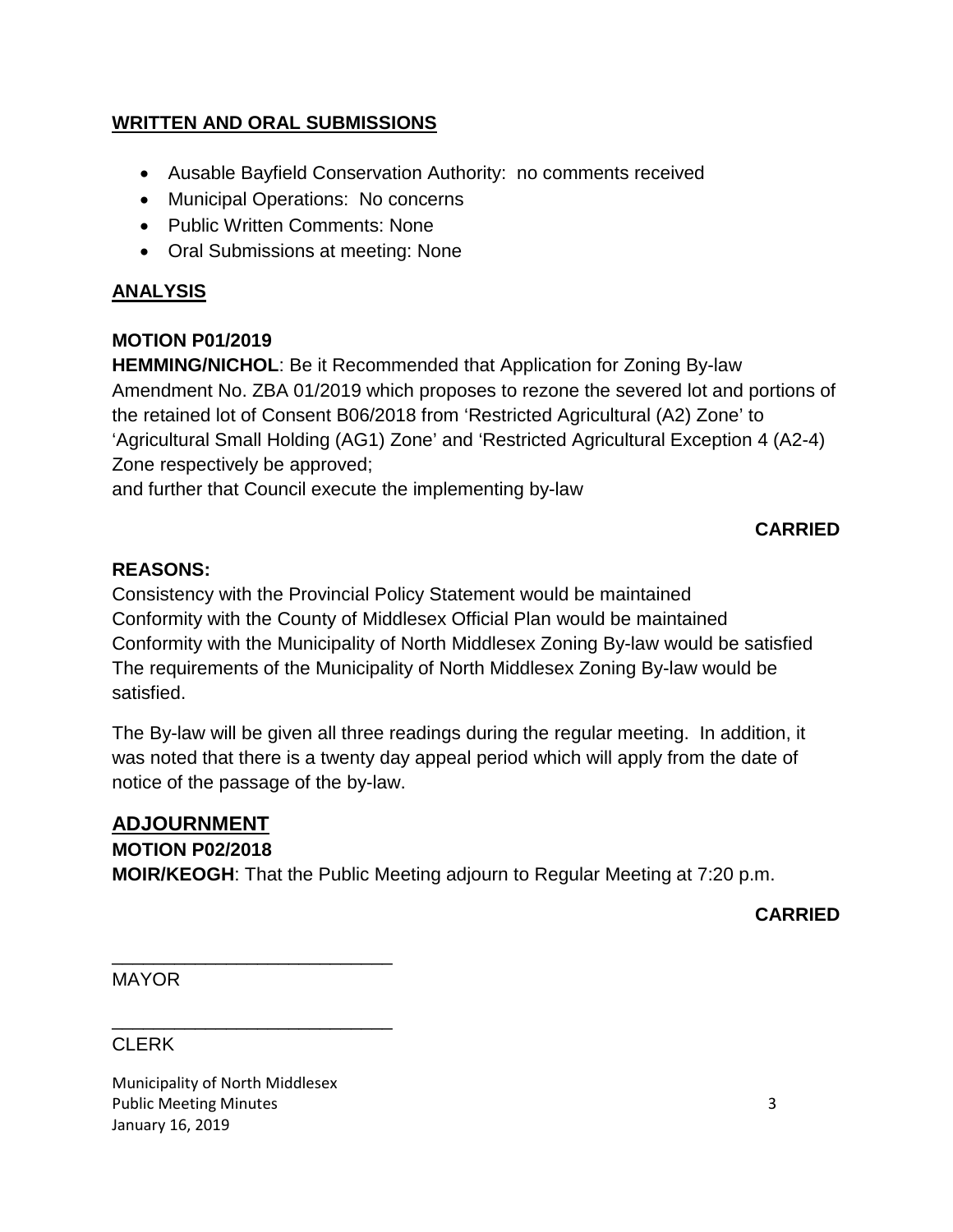## WRITTEN AND ORAL SUBMISSIONS

- Ausable Bayfield Conservation Authority: no comments received
- Municipal Operations: No concerns
- Public Written Comments: None
- Oral Submissions at meeting: None

## ANALYSIS

**MOTION P01/2019**
**HEMMING/NICHOL**: Be it Recommended that Application for Zoning By-law Amendment No. ZBA 01/2019 which proposes to rezone the severed lot and portions of the retained lot of Consent B06/2018 from 'Restricted Agricultural (A2) Zone' to 'Agricultural Small Holding (AG1) Zone' and 'Restricted Agricultural Exception 4 (A2-4) Zone respectively be approved;
and further that Council execute the implementing by-law

**CARRIED**

**REASONS:**
Consistency with the Provincial Policy Statement would be maintained
Conformity with the County of Middlesex Official Plan would be maintained
Conformity with the Municipality of North Middlesex Zoning By-law would be satisfied
The requirements of the Municipality of North Middlesex Zoning By-law would be satisfied.

The By-law will be given all three readings during the regular meeting. In addition, it was noted that there is a twenty day appeal period which will apply from the date of notice of the passage of the by-law.

## ADJOURNMENT

**MOTION P02/2018**
**MOIR/KEOGH**: That the Public Meeting adjourn to Regular Meeting at 7:20 p.m.

**CARRIED**

___________________________
MAYOR

___________________________
CLERK

Municipality of North Middlesex
Public Meeting Minutes
January 16, 2019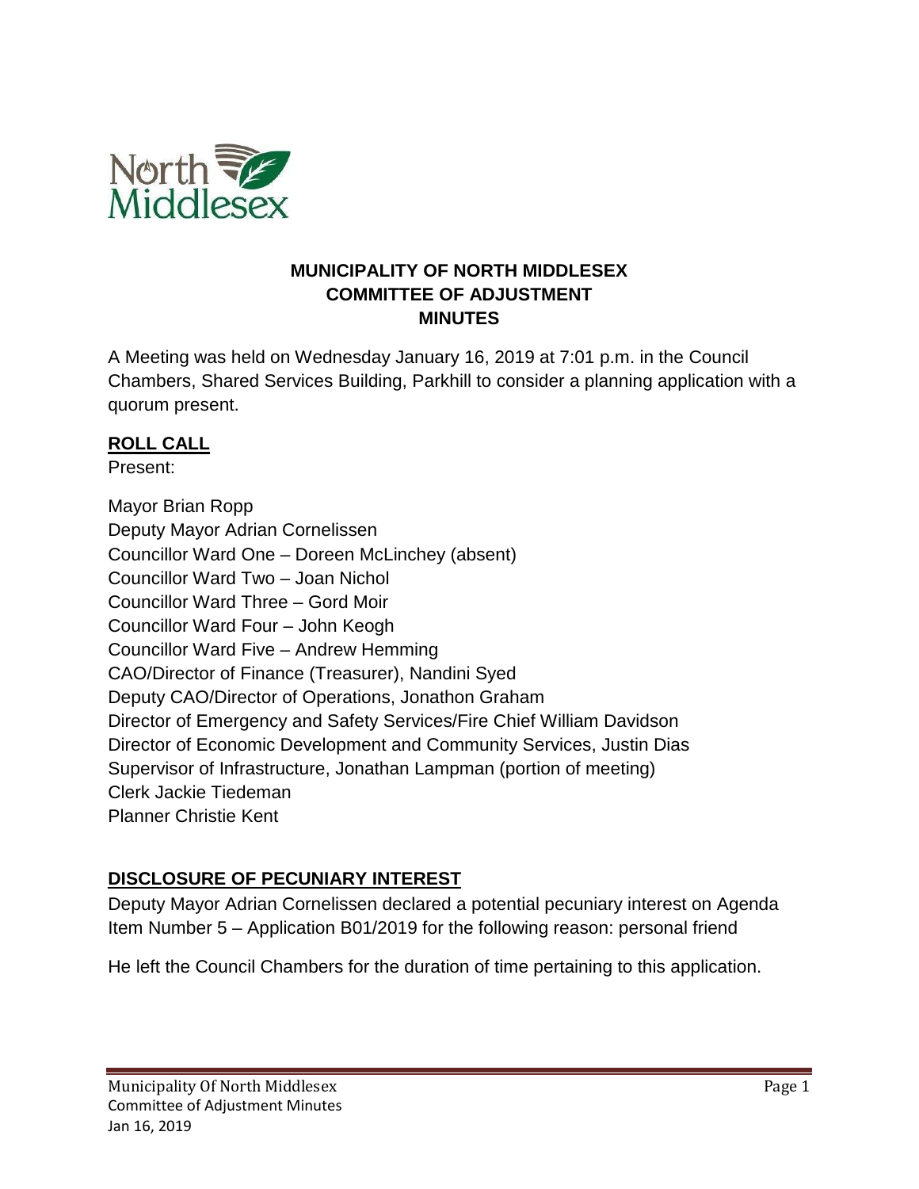# MUNICIPALITY OF NORTH MIDDLESEX
## COMMITTEE OF ADJUSTMENT
## MINUTES

A Meeting was held on Wednesday January 16, 2019 at 7:01 p.m. in the Council Chambers, Shared Services Building, Parkhill to consider a planning application with a quorum present.

**ROLL CALL**

Present:

Mayor Brian Ropp
Deputy Mayor Adrian Cornelissen
Councillor Ward One – Doreen McLinchey (absent)
Councillor Ward Two – Joan Nichol
Councillor Ward Three – Gord Moir
Councillor Ward Four – John Keogh
Councillor Ward Five – Andrew Hemming
CAO/Director of Finance (Treasurer), Nandini Syed
Deputy CAO/Director of Operations, Jonathon Graham
Director of Emergency and Safety Services/Fire Chief William Davidson
Director of Economic Development and Community Services, Justin Dias
Supervisor of Infrastructure, Jonathan Lampman (portion of meeting)
Clerk Jackie Tiedeman
Planner Christie Kent

**DISCLOSURE OF PECUNIARY INTEREST**

Deputy Mayor Adrian Cornelissen declared a potential pecuniary interest on Agenda Item Number 5 – Application B01/2019 for the following reason: personal friend

He left the Council Chambers for the duration of time pertaining to this application.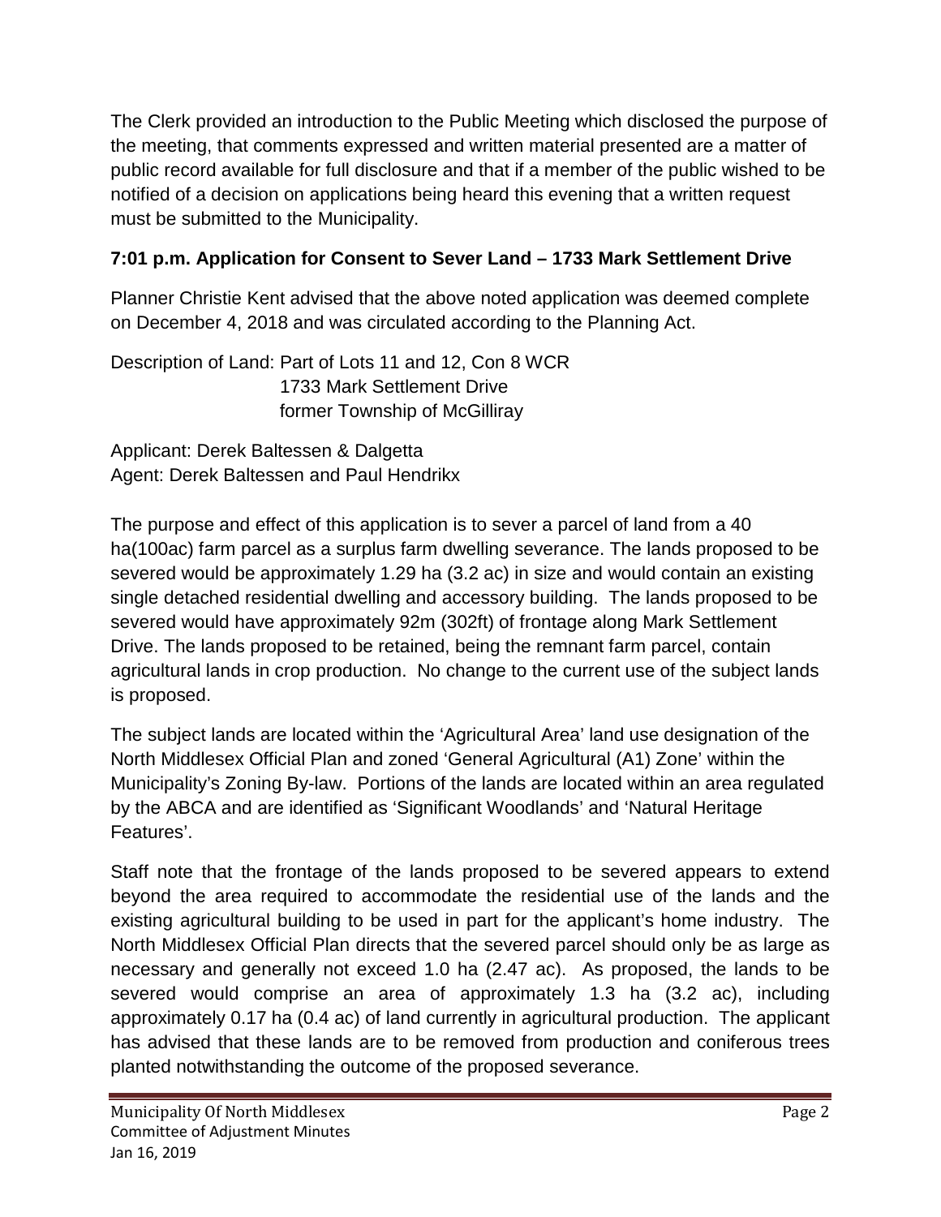The Clerk provided an introduction to the Public Meeting which disclosed the purpose of the meeting, that comments expressed and written material presented are a matter of public record available for full disclosure and that if a member of the public wished to be notified of a decision on applications being heard this evening that a written request must be submitted to the Municipality.

**7:01 p.m. Application for Consent to Sever Land – 1733 Mark Settlement Drive**

Planner Christie Kent advised that the above noted application was deemed complete on December 4, 2018 and was circulated according to the Planning Act.

Description of Land: Part of Lots 11 and 12, Con 8 WCR
1733 Mark Settlement Drive
former Township of McGilliray

Applicant: Derek Baltessen & Dalgetta
Agent: Derek Baltessen and Paul Hendrikx

The purpose and effect of this application is to sever a parcel of land from a 40 ha(100ac) farm parcel as a surplus farm dwelling severance. The lands proposed to be severed would be approximately 1.29 ha (3.2 ac) in size and would contain an existing single detached residential dwelling and accessory building. The lands proposed to be severed would have approximately 92m (302ft) of frontage along Mark Settlement Drive. The lands proposed to be retained, being the remnant farm parcel, contain agricultural lands in crop production. No change to the current use of the subject lands is proposed.

The subject lands are located within the 'Agricultural Area' land use designation of the North Middlesex Official Plan and zoned 'General Agricultural (A1) Zone' within the Municipality's Zoning By-law. Portions of the lands are located within an area regulated by the ABCA and are identified as 'Significant Woodlands' and 'Natural Heritage Features'.

Staff note that the frontage of the lands proposed to be severed appears to extend beyond the area required to accommodate the residential use of the lands and the existing agricultural building to be used in part for the applicant's home industry. The North Middlesex Official Plan directs that the severed parcel should only be as large as necessary and generally not exceed 1.0 ha (2.47 ac). As proposed, the lands to be severed would comprise an area of approximately 1.3 ha (3.2 ac), including approximately 0.17 ha (0.4 ac) of land currently in agricultural production. The applicant has advised that these lands are to be removed from production and coniferous trees planted notwithstanding the outcome of the proposed severance.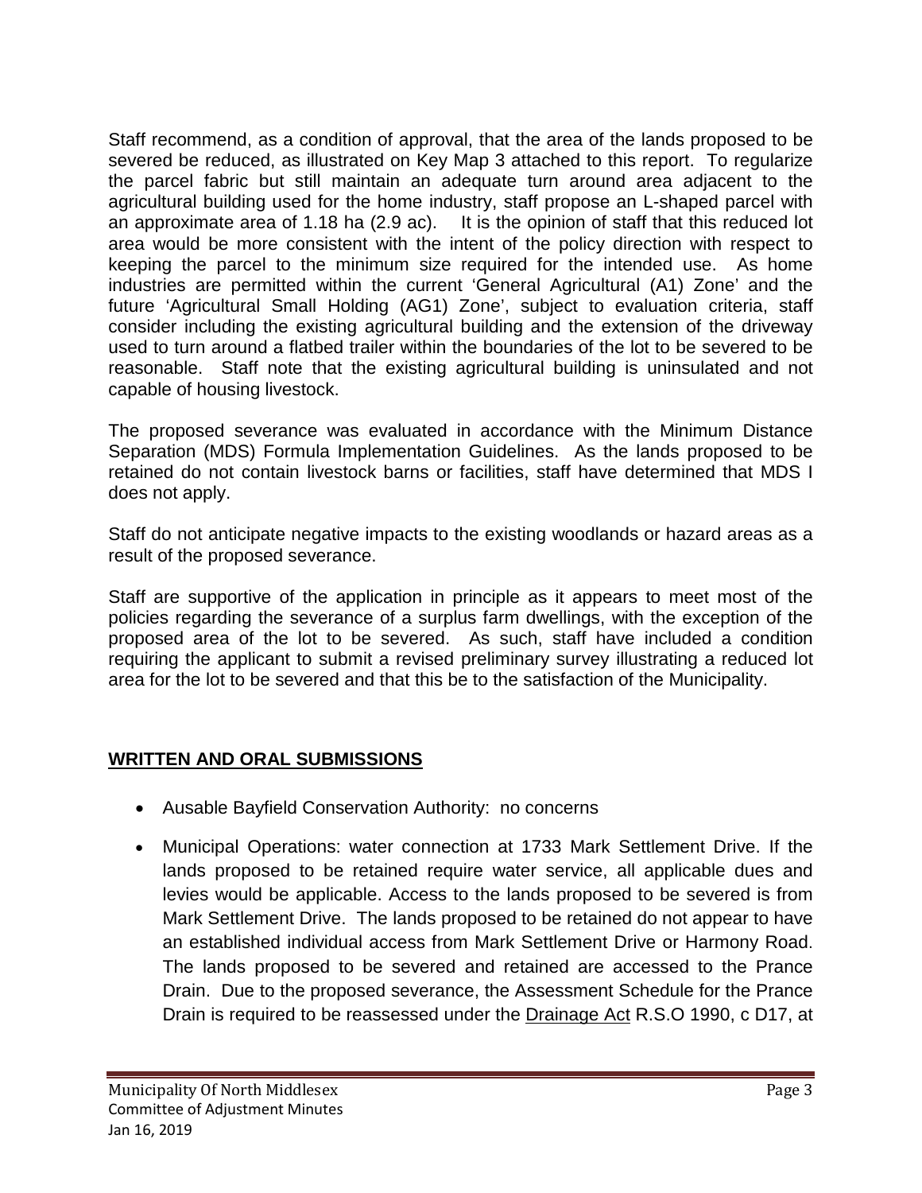Staff recommend, as a condition of approval, that the area of the lands proposed to be severed be reduced, as illustrated on Key Map 3 attached to this report. To regularize the parcel fabric but still maintain an adequate turn around area adjacent to the agricultural building used for the home industry, staff propose an L-shaped parcel with an approximate area of 1.18 ha (2.9 ac). It is the opinion of staff that this reduced lot area would be more consistent with the intent of the policy direction with respect to keeping the parcel to the minimum size required for the intended use. As home industries are permitted within the current 'General Agricultural (A1) Zone' and the future 'Agricultural Small Holding (AG1) Zone', subject to evaluation criteria, staff consider including the existing agricultural building and the extension of the driveway used to turn around a flatbed trailer within the boundaries of the lot to be severed to be reasonable. Staff note that the existing agricultural building is uninsulated and not capable of housing livestock.

The proposed severance was evaluated in accordance with the Minimum Distance Separation (MDS) Formula Implementation Guidelines. As the lands proposed to be retained do not contain livestock barns or facilities, staff have determined that MDS I does not apply.

Staff do not anticipate negative impacts to the existing woodlands or hazard areas as a result of the proposed severance.

Staff are supportive of the application in principle as it appears to meet most of the policies regarding the severance of a surplus farm dwellings, with the exception of the proposed area of the lot to be severed. As such, staff have included a condition requiring the applicant to submit a revised preliminary survey illustrating a reduced lot area for the lot to be severed and that this be to the satisfaction of the Municipality.

## WRITTEN AND ORAL SUBMISSIONS

- Ausable Bayfield Conservation Authority: no concerns
- Municipal Operations: water connection at 1733 Mark Settlement Drive. If the lands proposed to be retained require water service, all applicable dues and levies would be applicable. Access to the lands proposed to be severed is from Mark Settlement Drive. The lands proposed to be retained do not appear to have an established individual access from Mark Settlement Drive or Harmony Road. The lands proposed to be severed and retained are accessed to the Prance Drain. Due to the proposed severance, the Assessment Schedule for the Prance Drain is required to be reassessed under the Drainage Act R.S.O 1990, c D17, at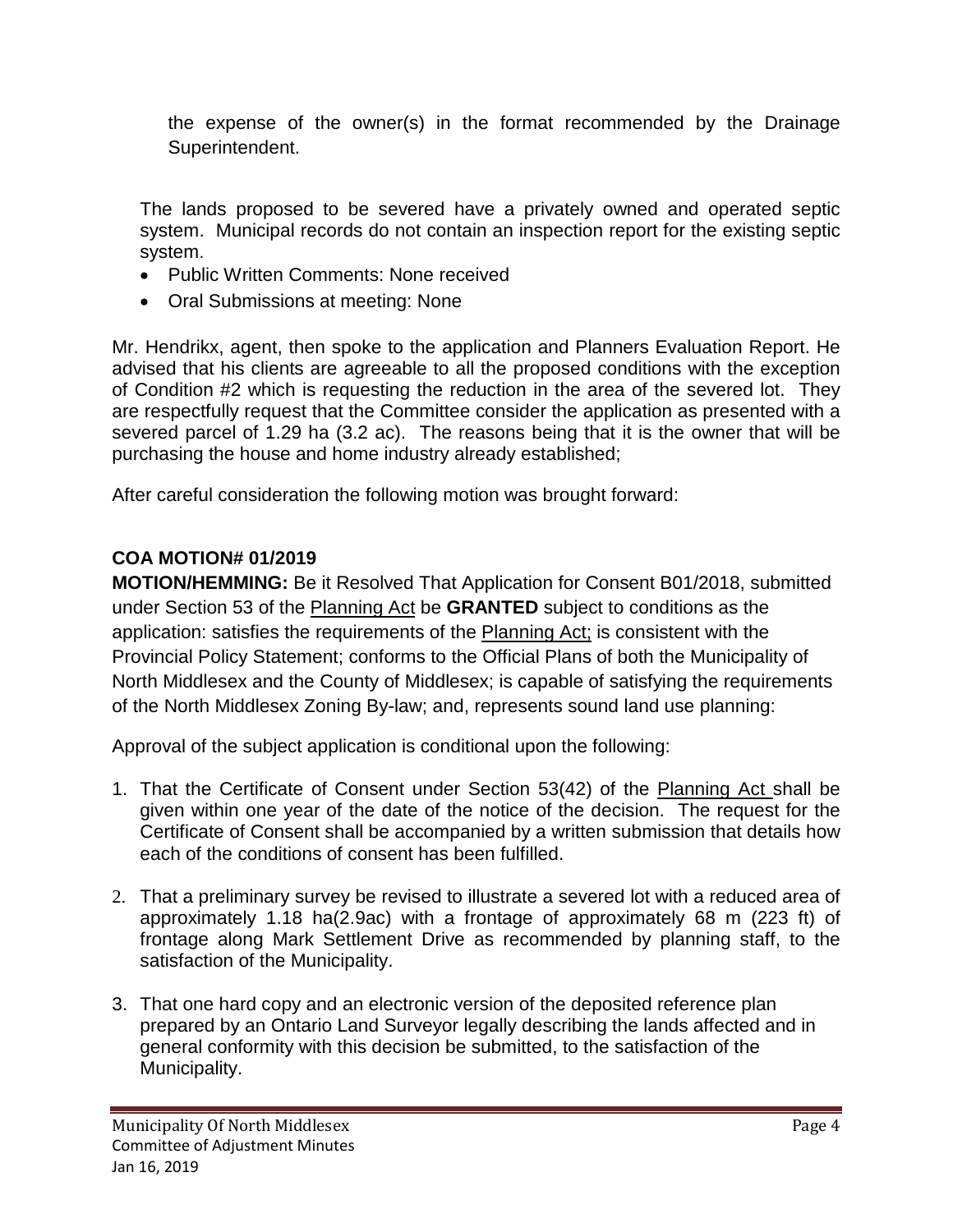the expense of the owner(s) in the format recommended by the Drainage Superintendent.

The lands proposed to be severed have a privately owned and operated septic system. Municipal records do not contain an inspection report for the existing septic system.

- Public Written Comments: None received
- Oral Submissions at meeting: None

Mr. Hendrikx, agent, then spoke to the application and Planners Evaluation Report. He advised that his clients are agreeable to all the proposed conditions with the exception of Condition #2 which is requesting the reduction in the area of the severed lot. They are respectfully request that the Committee consider the application as presented with a severed parcel of 1.29 ha (3.2 ac). The reasons being that it is the owner that will be purchasing the house and home industry already established;

After careful consideration the following motion was brought forward:

**COA MOTION# 01/2019**

**MOTION/HEMMING:** Be it Resolved That Application for Consent B01/2018, submitted under Section 53 of the Planning Act be **GRANTED** subject to conditions as the application: satisfies the requirements of the Planning Act; is consistent with the Provincial Policy Statement; conforms to the Official Plans of both the Municipality of North Middlesex and the County of Middlesex; is capable of satisfying the requirements of the North Middlesex Zoning By-law; and, represents sound land use planning:

Approval of the subject application is conditional upon the following:

1. That the Certificate of Consent under Section 53(42) of the Planning Act shall be given within one year of the date of the notice of the decision. The request for the Certificate of Consent shall be accompanied by a written submission that details how each of the conditions of consent has been fulfilled.

2. That a preliminary survey be revised to illustrate a severed lot with a reduced area of approximately 1.18 ha(2.9ac) with a frontage of approximately 68 m (223 ft) of frontage along Mark Settlement Drive as recommended by planning staff, to the satisfaction of the Municipality.

3. That one hard copy and an electronic version of the deposited reference plan prepared by an Ontario Land Surveyor legally describing the lands affected and in general conformity with this decision be submitted, to the satisfaction of the Municipality.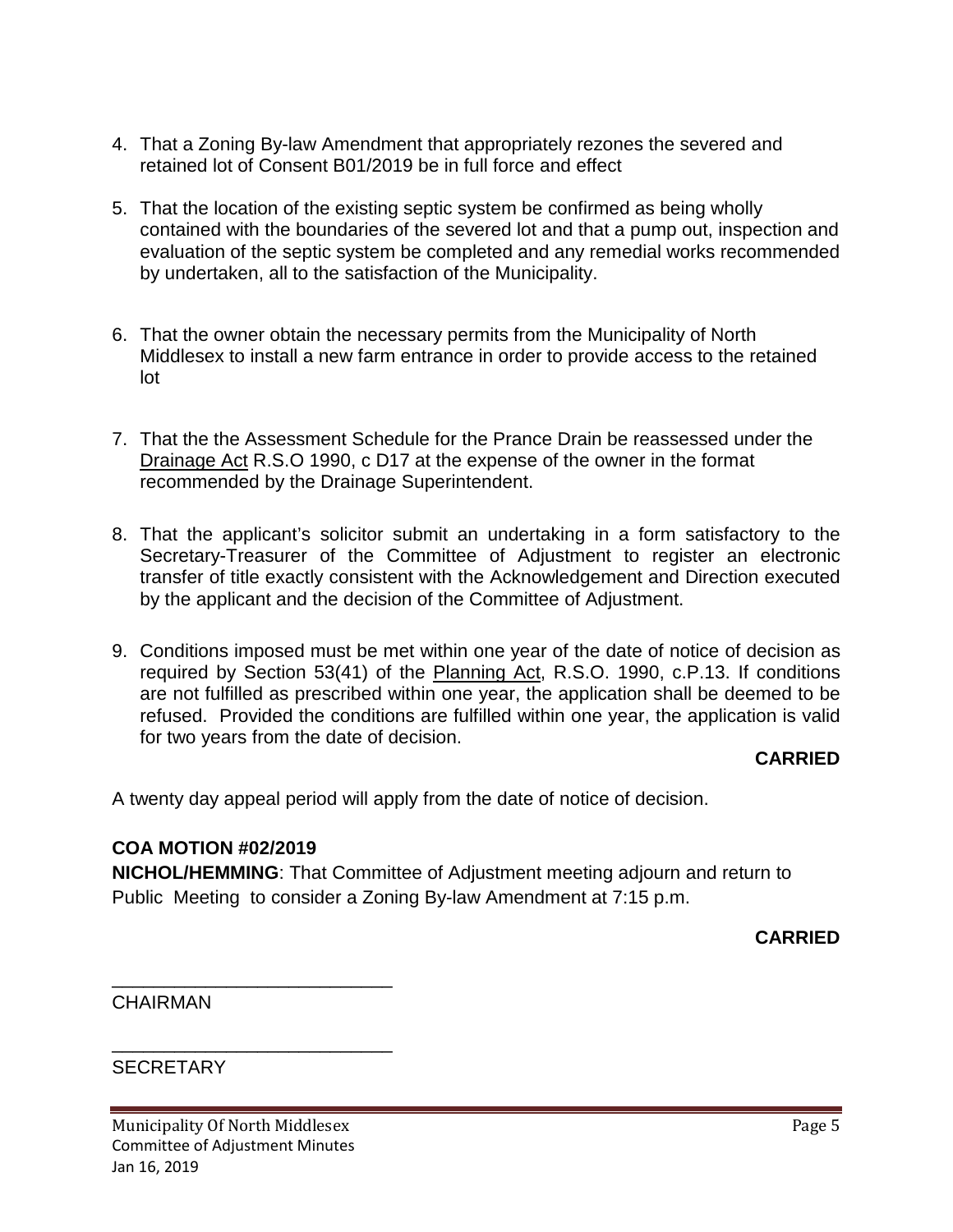4. That a Zoning By-law Amendment that appropriately rezones the severed and retained lot of Consent B01/2019 be in full force and effect

5. That the location of the existing septic system be confirmed as being wholly contained with the boundaries of the severed lot and that a pump out, inspection and evaluation of the septic system be completed and any remedial works recommended by undertaken, all to the satisfaction of the Municipality.

6. That the owner obtain the necessary permits from the Municipality of North Middlesex to install a new farm entrance in order to provide access to the retained lot

7. That the the Assessment Schedule for the Prance Drain be reassessed under the Drainage Act R.S.O 1990, c D17 at the expense of the owner in the format recommended by the Drainage Superintendent.

8. That the applicant's solicitor submit an undertaking in a form satisfactory to the Secretary-Treasurer of the Committee of Adjustment to register an electronic transfer of title exactly consistent with the Acknowledgement and Direction executed by the applicant and the decision of the Committee of Adjustment.

9. Conditions imposed must be met within one year of the date of notice of decision as required by Section 53(41) of the Planning Act, R.S.O. 1990, c.P.13. If conditions are not fulfilled as prescribed within one year, the application shall be deemed to be refused. Provided the conditions are fulfilled within one year, the application is valid for two years from the date of decision.

**CARRIED**

A twenty day appeal period will apply from the date of notice of decision.

**COA MOTION #02/2019**
**NICHOL/HEMMING**: That Committee of Adjustment meeting adjourn and return to Public Meeting to consider a Zoning By-law Amendment at 7:15 p.m.

**CARRIED**

___________________________
CHAIRMAN

___________________________
SECRETARY